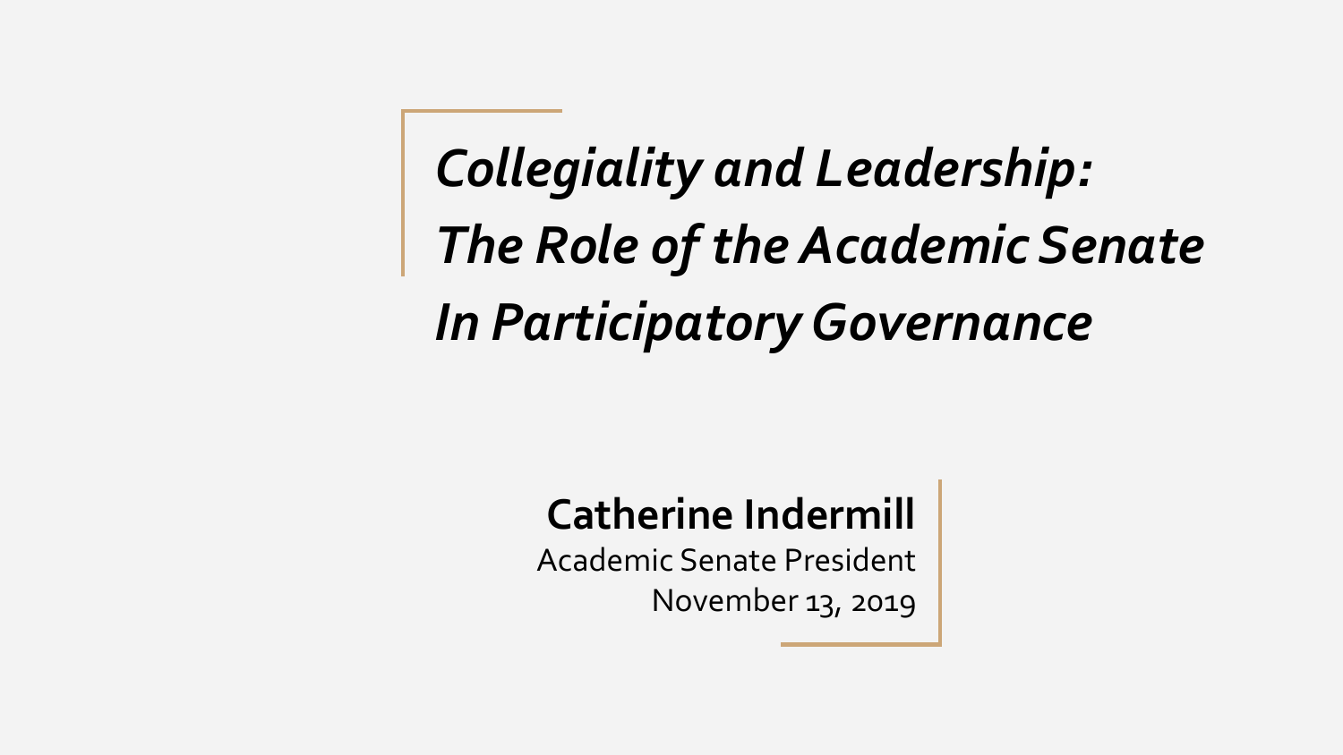# *Collegiality and Leadership: The Role of the Academic Senate In Participatory Governance*

**Catherine Indermill**

Academic Senate President

November 13, 2019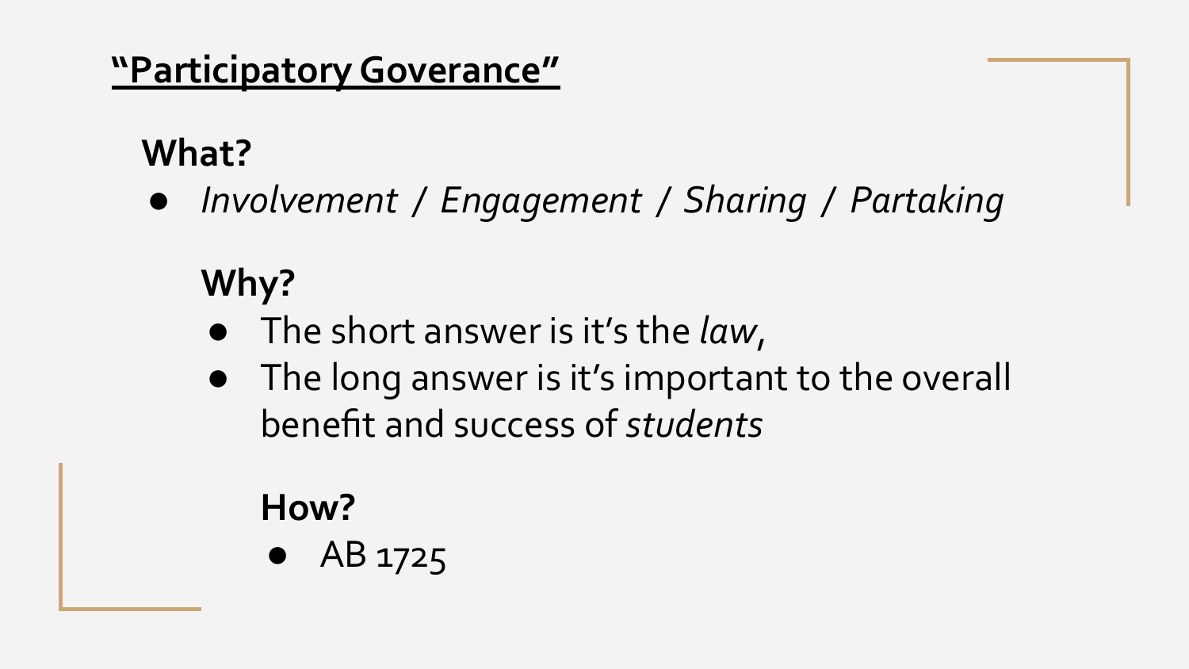## <u>"Participatory Goverance"</u>

**What?**

- *Involvement / Engagement / Sharing / Partaking*

**Why?**

- The short answer is it's the *law*,
- The long answer is it's important to the overall benefit and success of *students*

**How?**

- AB 1725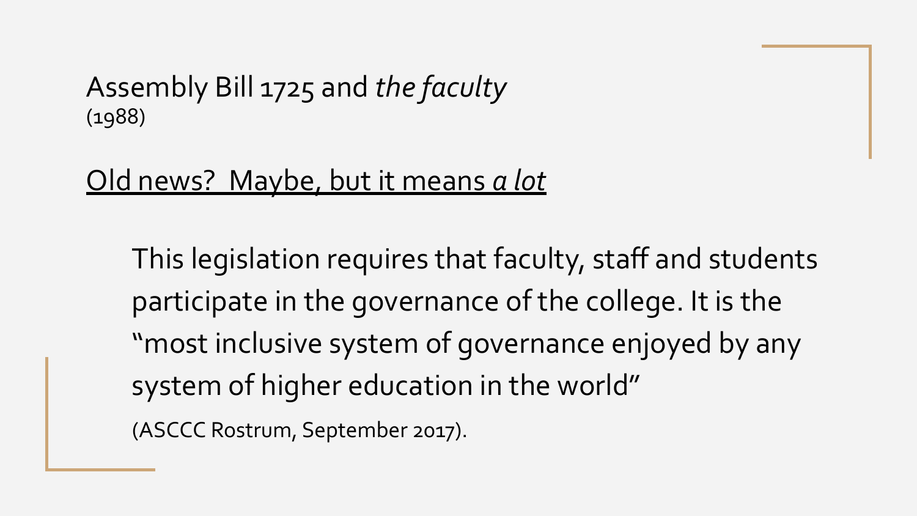## Assembly Bill 1725 and *the faculty*
(1988)

<u>Old news?  Maybe, but it means *a lot*</u>

> This legislation requires that faculty, staff and students participate in the governance of the college. It is the “most inclusive system of governance enjoyed by any system of higher education in the world”
>
> (ASCCC Rostrum, September 2017).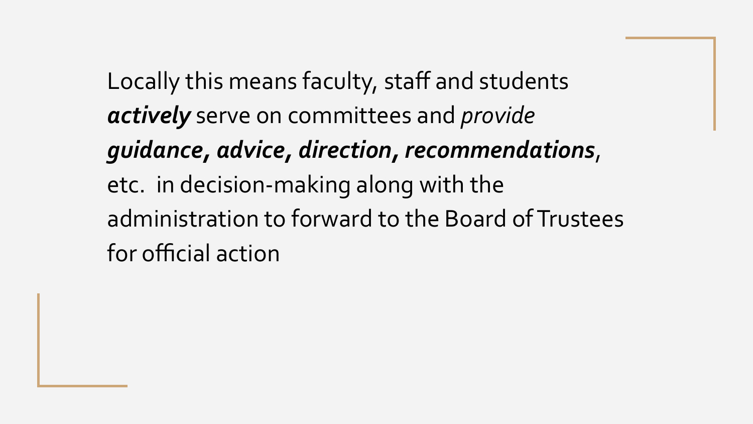Locally this means faculty, staff and students ***actively*** serve on committees and *provide* ***guidance, advice, direction, recommendations***, etc.  in decision-making along with the administration to forward to the Board of Trustees for official action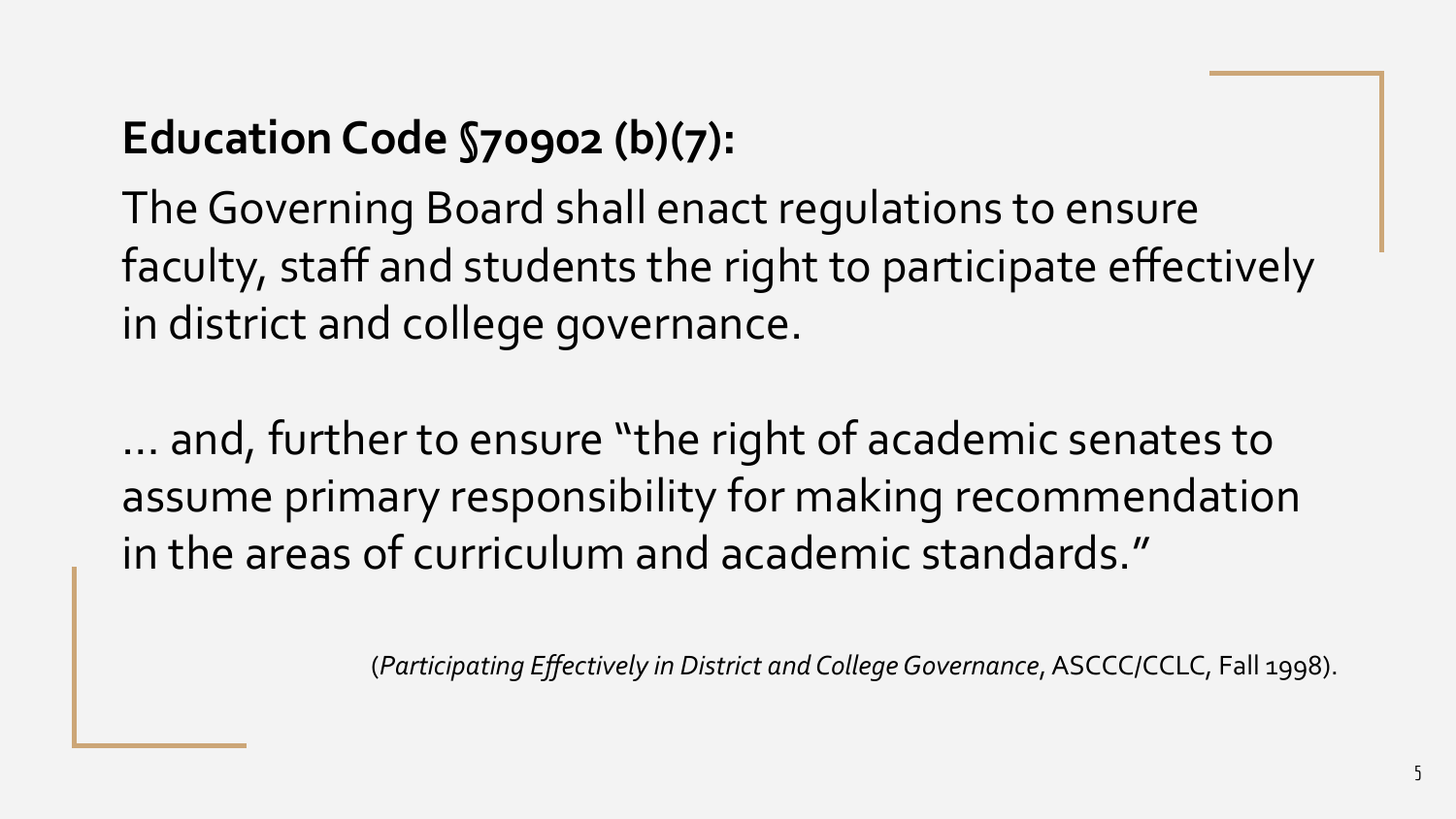## Education Code §70902 (b)(7):

The Governing Board shall enact regulations to ensure faculty, staff and students the right to participate effectively in district and college governance.

... and, further to ensure "the right of academic senates to assume primary responsibility for making recommendation in the areas of curriculum and academic standards."

(*Participating Effectively in District and College Governance*, ASCCC/CCLC, Fall 1998).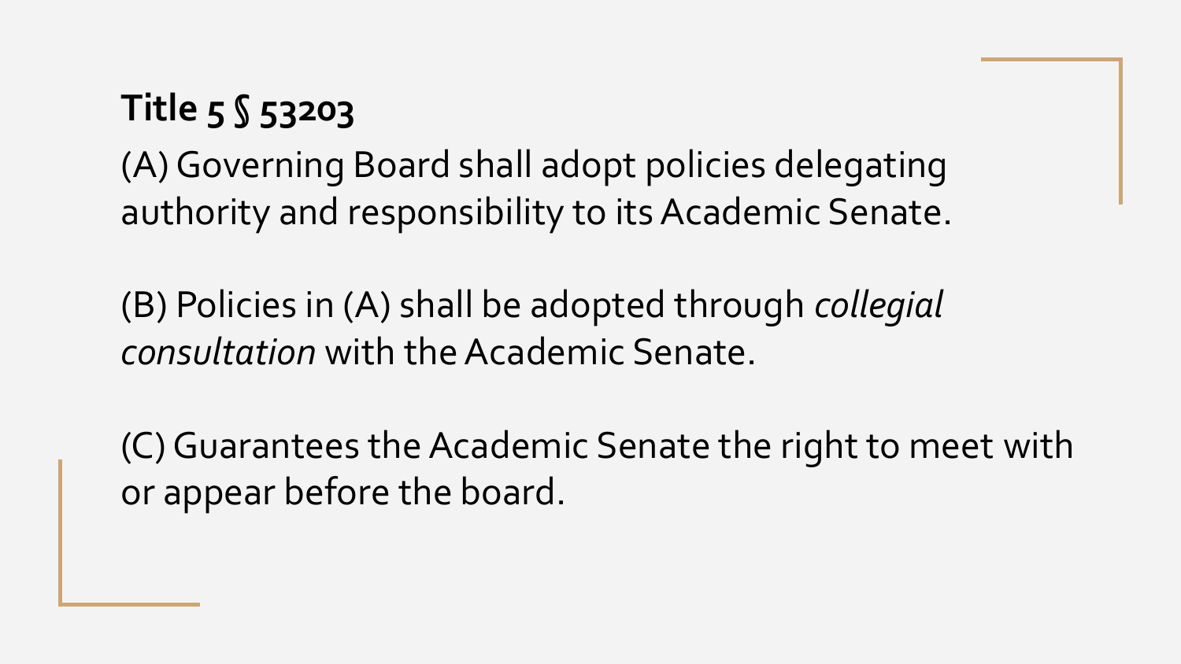**Title 5 § 53203**

(A) Governing Board shall adopt policies delegating authority and responsibility to its Academic Senate.

(B) Policies in (A) shall be adopted through *collegial consultation* with the Academic Senate.

(C) Guarantees the Academic Senate the right to meet with or appear before the board.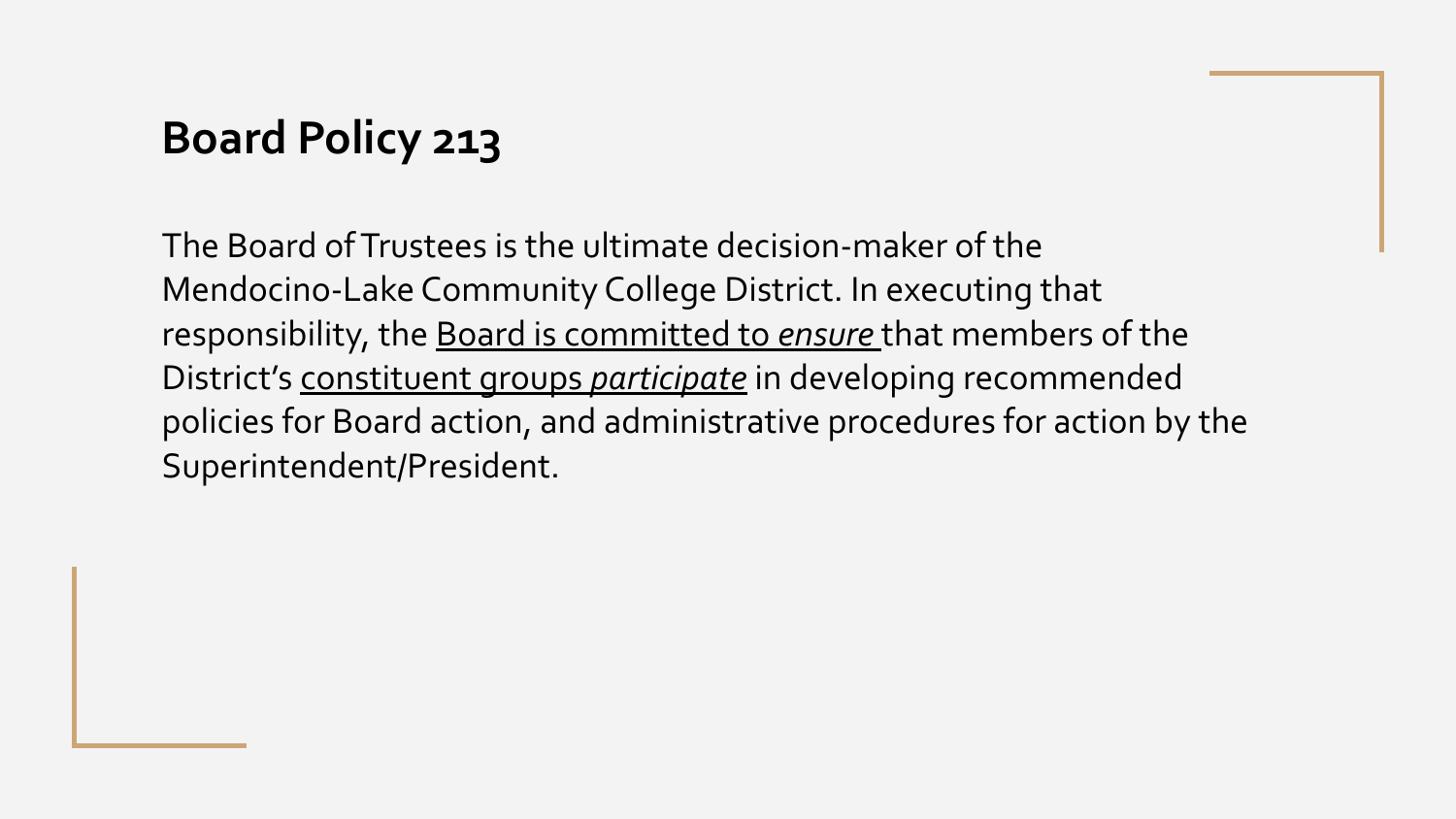# Board Policy 213

The Board of Trustees is the ultimate decision-maker of the Mendocino-Lake Community College District. In executing that responsibility, the <u>Board is committed to *ensure*</u> that members of the District's <u>constituent groups *participate*</u> in developing recommended policies for Board action, and administrative procedures for action by the Superintendent/President.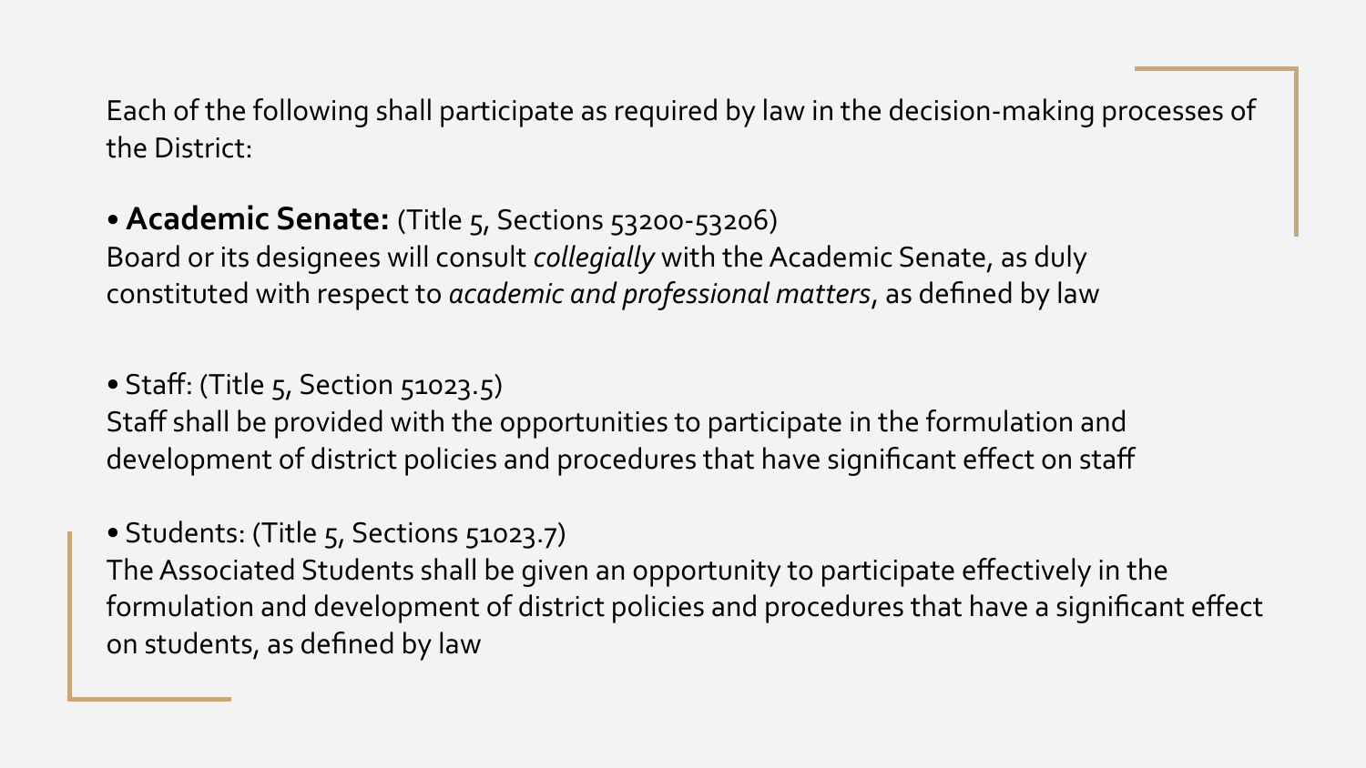Each of the following shall participate as required by law in the decision-making processes of the District:

- **Academic Senate:** (Title 5, Sections 53200-53206)
Board or its designees will consult *collegially* with the Academic Senate, as duly constituted with respect to *academic and professional matters*, as defined by law

- Staff: (Title 5, Section 51023.5)
Staff shall be provided with the opportunities to participate in the formulation and development of district policies and procedures that have significant effect on staff

- Students: (Title 5, Sections 51023.7)
The Associated Students shall be given an opportunity to participate effectively in the formulation and development of district policies and procedures that have a significant effect on students, as defined by law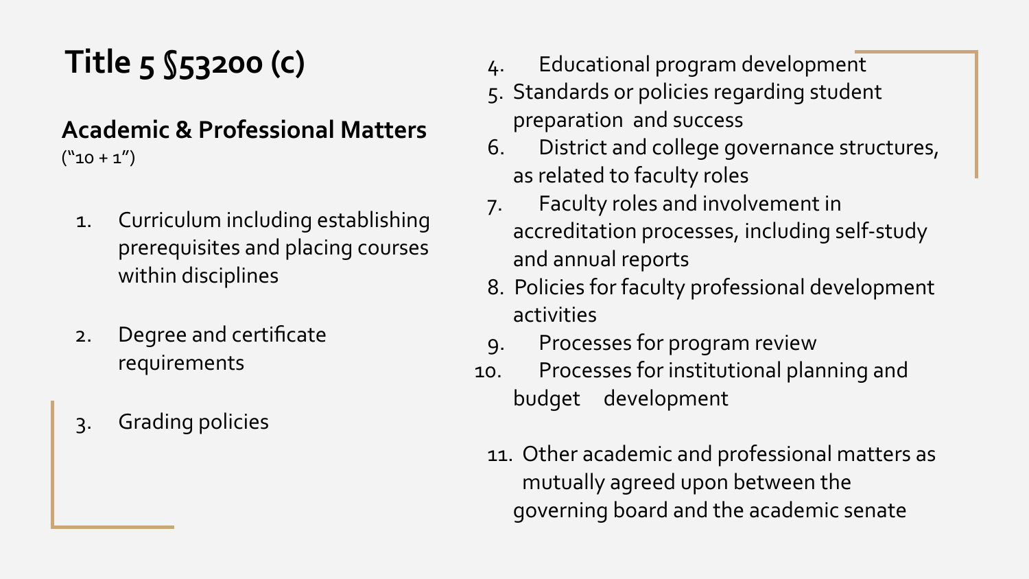# Title 5 §53200 (c)

**Academic & Professional Matters**
("10 + 1")

1. Curriculum including establishing prerequisites and placing courses within disciplines
2. Degree and certificate requirements
3. Grading policies
4. Educational program development
5. Standards or policies regarding student preparation and success
6. District and college governance structures, as related to faculty roles
7. Faculty roles and involvement in accreditation processes, including self-study and annual reports
8. Policies for faculty professional development activities
9. Processes for program review
10. Processes for institutional planning and budget development

11. Other academic and professional matters as mutually agreed upon between the governing board and the academic senate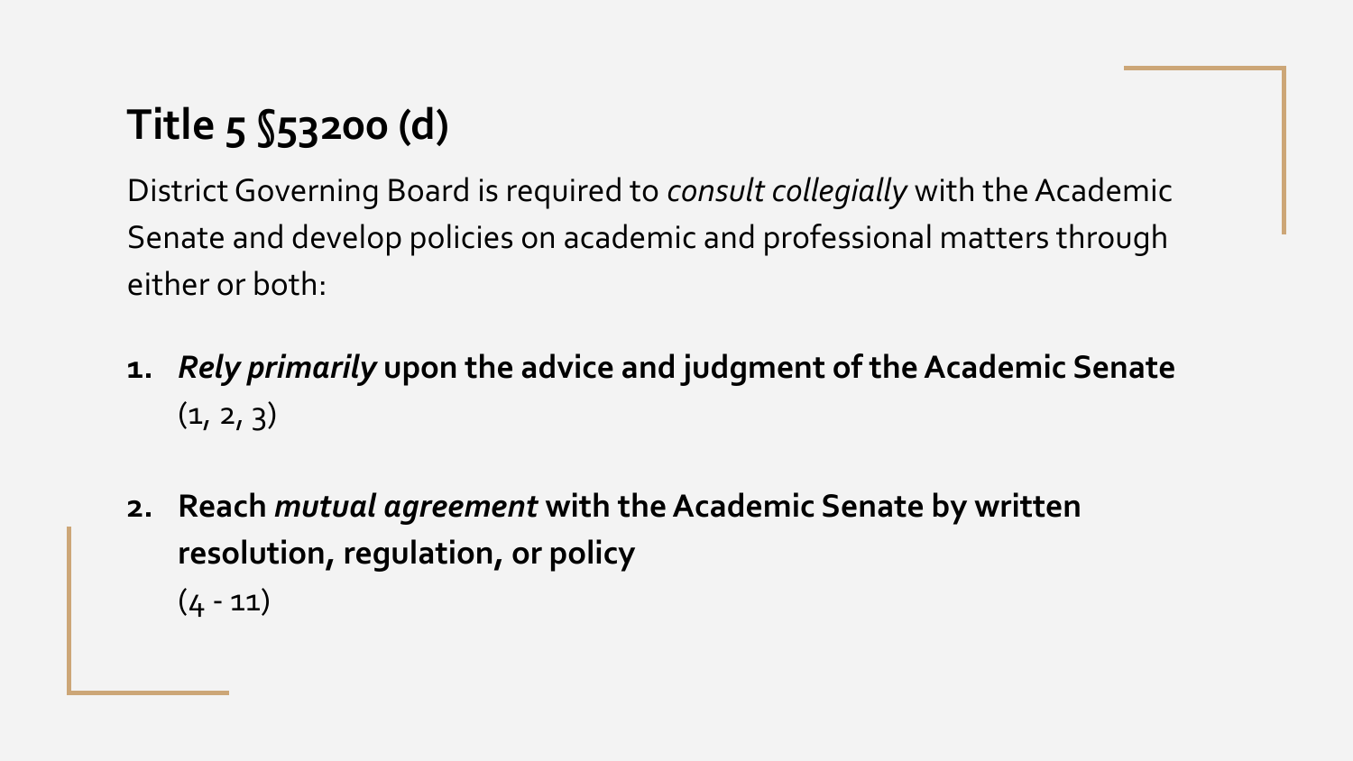# Title 5 §53200 (d)

District Governing Board is required to *consult collegially* with the Academic Senate and develop policies on academic and professional matters through either or both:

1. ***Rely primarily* upon the advice and judgment of the Academic Senate**
   (1, 2, 3)

2. **Reach *mutual agreement* with the Academic Senate by written resolution, regulation, or policy**
   (4 - 11)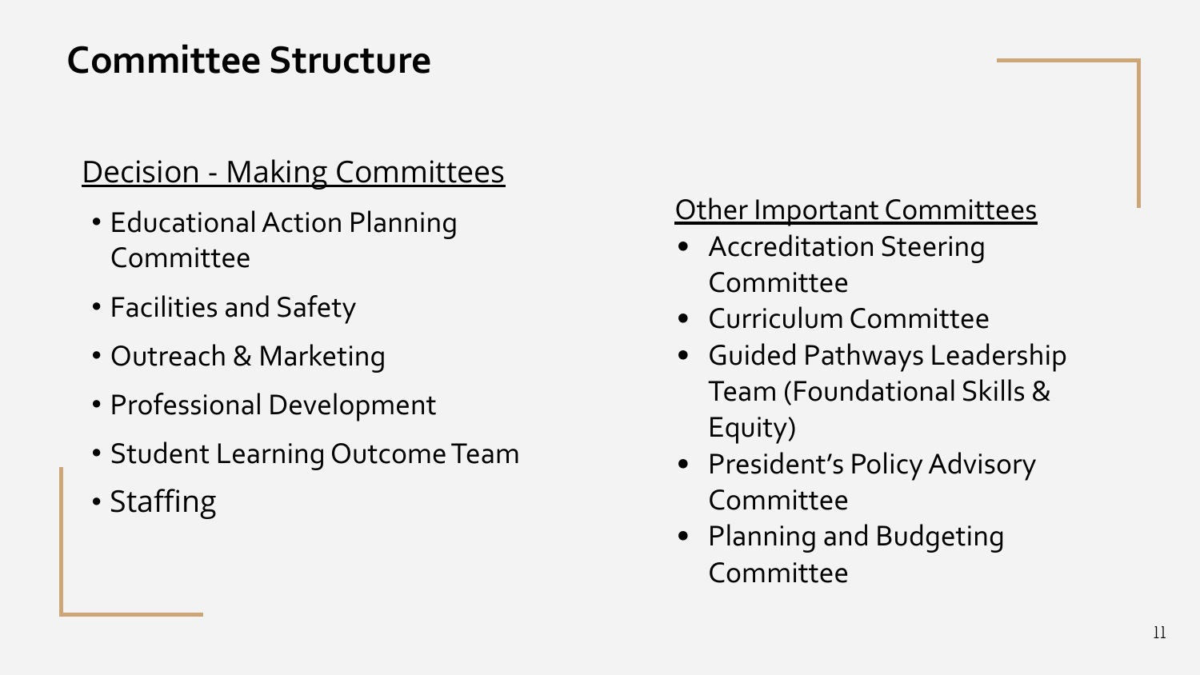# Committee Structure

## Decision - Making Committees

- Educational Action Planning Committee
- Facilities and Safety
- Outreach & Marketing
- Professional Development
- Student Learning Outcome Team
- Staffing

## Other Important Committees

- Accreditation Steering Committee
- Curriculum Committee
- Guided Pathways Leadership Team (Foundational Skills & Equity)
- President's Policy Advisory Committee
- Planning and Budgeting Committee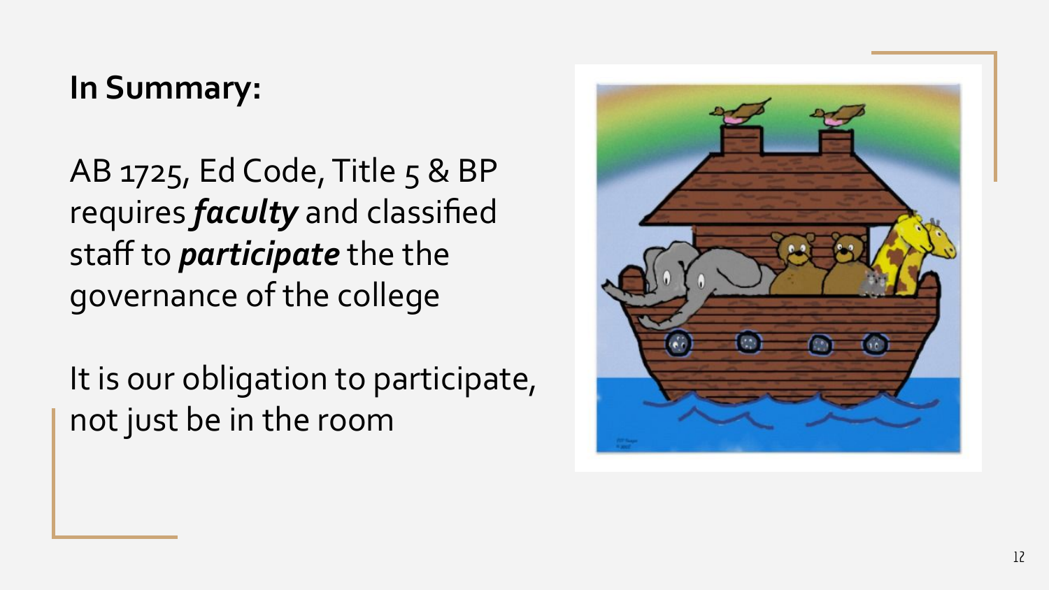**In Summary:**

AB 1725, Ed Code, Title 5 & BP requires ***faculty*** and classified staff to ***participate*** the the governance of the college

It is our obligation to participate, not just be in the room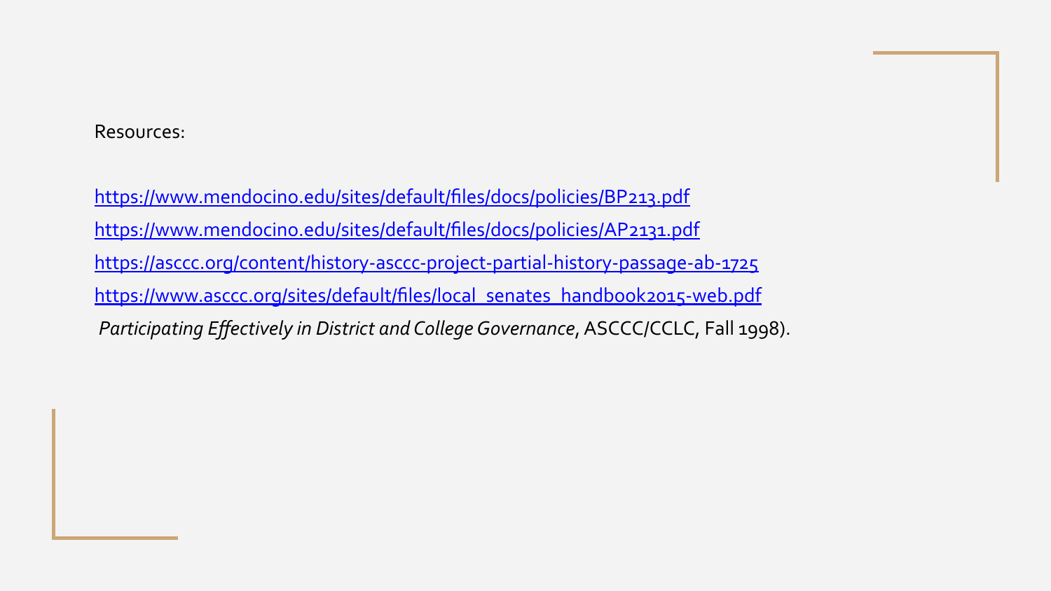Resources:

https://www.mendocino.edu/sites/default/files/docs/policies/BP213.pdf
https://www.mendocino.edu/sites/default/files/docs/policies/AP2131.pdf
https://asccc.org/content/history-asccc-project-partial-history-passage-ab-1725
https://www.asccc.org/sites/default/files/local_senates_handbook2015-web.pdf
*Participating Effectively in District and College Governance*, ASCCC/CCLC, Fall 1998).